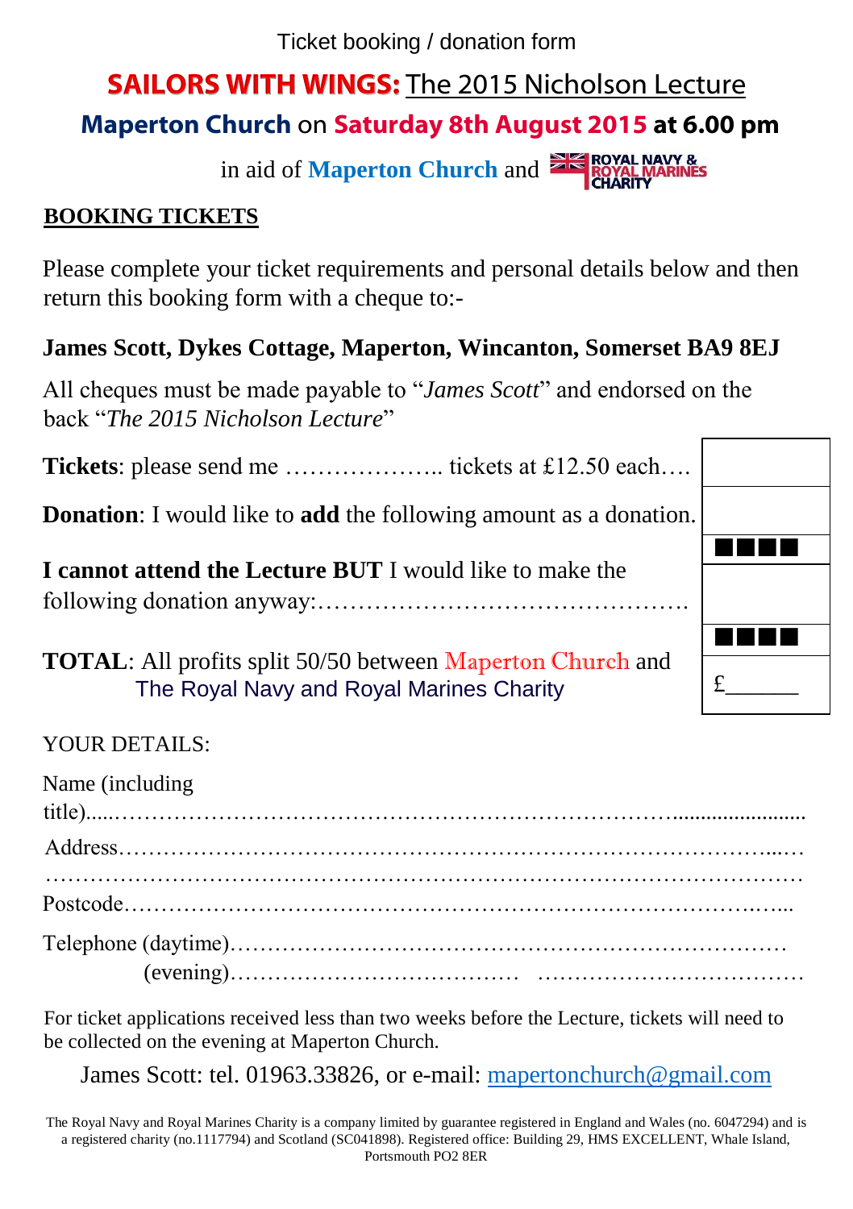Ticket booking / donation form

# SAILORS WITH WINGS: The 2015 Nicholson Lecture

## Maperton Church on Saturday 8th August 2015 at 6.00 pm

in aid of **Maperton Church** and ROYAL NAVY & ROYAL MARINES CHARITY

**BOOKING TICKETS**

Please complete your ticket requirements and personal details below and then return this booking form with a cheque to:-

**James Scott, Dykes Cottage, Maperton, Wincanton, Somerset BA9 8EJ**

All cheques must be made payable to "*James Scott*" and endorsed on the back "*The 2015 Nicholson Lecture*"

| | |
|---|---|
| **Tickets**: please send me ……………….. tickets at £12.50 each…. | |
| **Donation**: I would like to **add** the following amount as a donation. | |
| | ■■■■ |
| **I cannot attend the Lecture BUT** I would like to make the following donation anyway:………………………………………. | |
| | ■■■■ |
| **TOTAL**: All profits split 50/50 between Maperton Church and The Royal Navy and Royal Marines Charity | £______ |

YOUR DETAILS:

Name (including title).....……………………………………………………………........................

Address…………………………………………………………………………...…

…………………………………………………………………………………………

Postcode……………………………………………………………………….…...

Telephone (daytime)…………………………………………………………………

(evening)…………………………………  ………………………………

For ticket applications received less than two weeks before the Lecture, tickets will need to be collected on the evening at Maperton Church.

James Scott: tel. 01963.33826, or e-mail: mapertonchurch@gmail.com

The Royal Navy and Royal Marines Charity is a company limited by guarantee registered in England and Wales (no. 6047294) and is a registered charity (no.1117794) and Scotland (SC041898). Registered office: Building 29, HMS EXCELLENT, Whale Island, Portsmouth PO2 8ER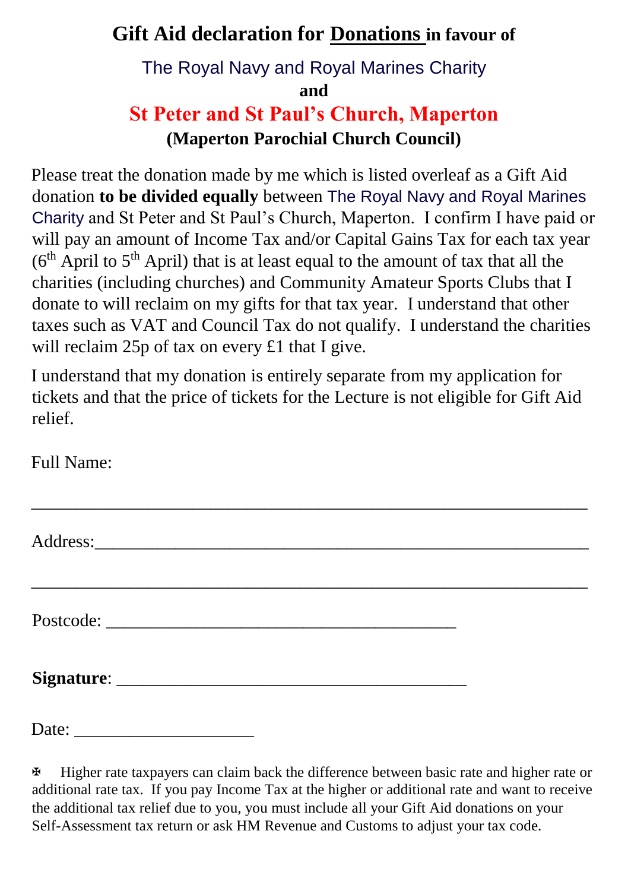# Gift Aid declaration for Donations in favour of

## The Royal Navy and Royal Marines Charity

**and**

## St Peter and St Paul's Church, Maperton

**(Maperton Parochial Church Council)**

Please treat the donation made by me which is listed overleaf as a Gift Aid donation **to be divided equally** between The Royal Navy and Royal Marines Charity and St Peter and St Paul's Church, Maperton. I confirm I have paid or will pay an amount of Income Tax and/or Capital Gains Tax for each tax year (6th April to 5th April) that is at least equal to the amount of tax that all the charities (including churches) and Community Amateur Sports Clubs that I donate to will reclaim on my gifts for that tax year. I understand that other taxes such as VAT and Council Tax do not qualify. I understand the charities will reclaim 25p of tax on every £1 that I give.

I understand that my donation is entirely separate from my application for tickets and that the price of tickets for the Lecture is not eligible for Gift Aid relief.

Full Name:

_______________________________________________________________

Address:_______________________________________________________

_______________________________________________________________

Postcode: _______________________________________

**Signature**: _______________________________________

Date: ____________________

✠ Higher rate taxpayers can claim back the difference between basic rate and higher rate or additional rate tax. If you pay Income Tax at the higher or additional rate and want to receive the additional tax relief due to you, you must include all your Gift Aid donations on your Self-Assessment tax return or ask HM Revenue and Customs to adjust your tax code.